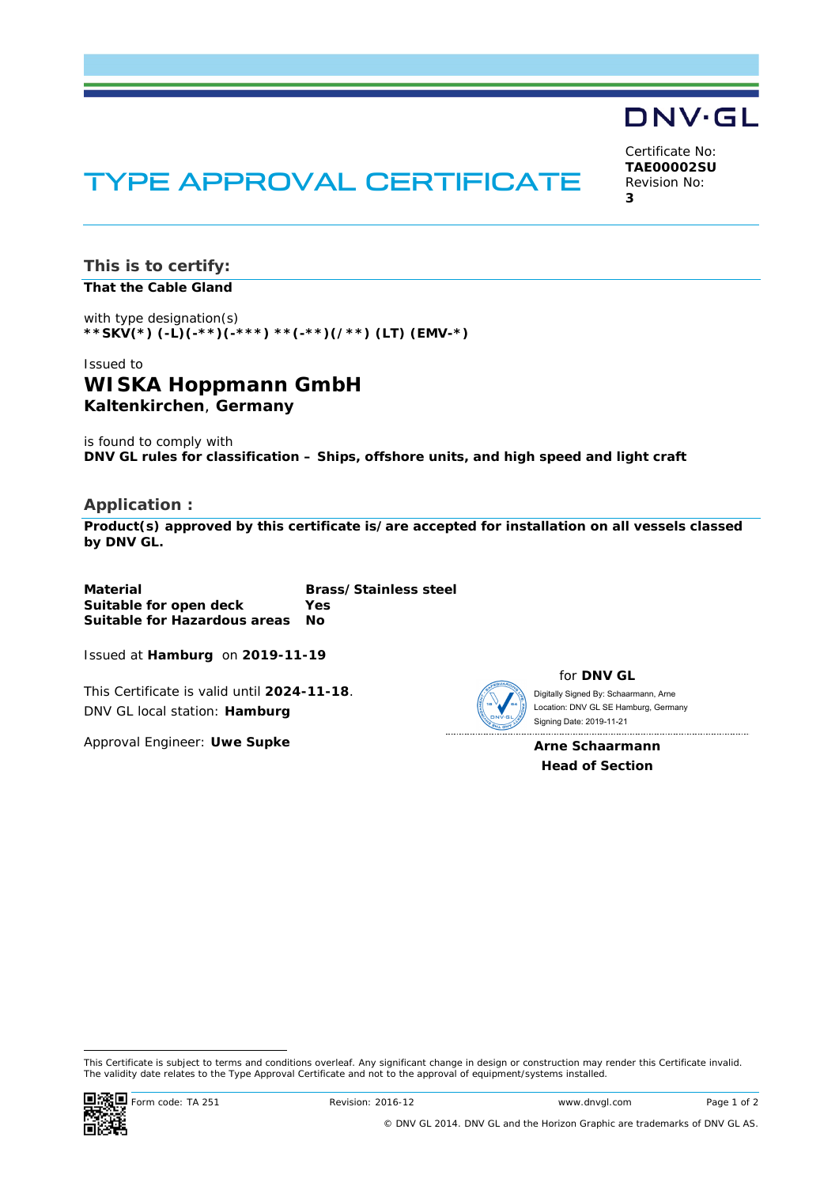DNV·GL

# TYPE APPROVAL CERTIFICATE

Certificate No:
**TAE00002SU**
Revision No:
**3**

## This is to certify:

**That the Cable Gland**

with type designation(s)
**\*\*SKV(\*) (-L)(-\*\*)(-\*\*\*) \*\*(-\*\*)(/\*\*) (LT) (EMV-\*)**

Issued to

### WISKA Hoppmann GmbH

**Kaltenkirchen**, **Germany**

is found to comply with
**DNV GL rules for classification – Ships, offshore units, and high speed and light craft**

## Application :

**Product(s) approved by this certificate is/are accepted for installation on all vessels classed by DNV GL.**

| | |
|---|---|
| **Material** | **Brass/Stainless steel** |
| **Suitable for open deck** | **Yes** |
| **Suitable for Hazardous areas** | **No** |

Issued at **Hamburg** on **2019-11-19**

This Certificate is valid until **2024-11-18**.
DNV GL local station: **Hamburg**

Approval Engineer: **Uwe Supke**

for **DNV GL**

Digitally Signed By: Schaarmann, Arne
Location: DNV GL SE Hamburg, Germany
Signing Date: 2019-11-21

**Arne Schaarmann**
**Head of Section**

This Certificate is subject to terms and conditions overleaf. Any significant change in design or construction may render this Certificate invalid. The validity date relates to the Type Approval Certificate and not to the approval of equipment/systems installed.

Form code: TA 251 Revision: 2016-12 www.dnvgl.com

© DNV GL 2014. DNV GL and the Horizon Graphic are trademarks of DNV GL AS.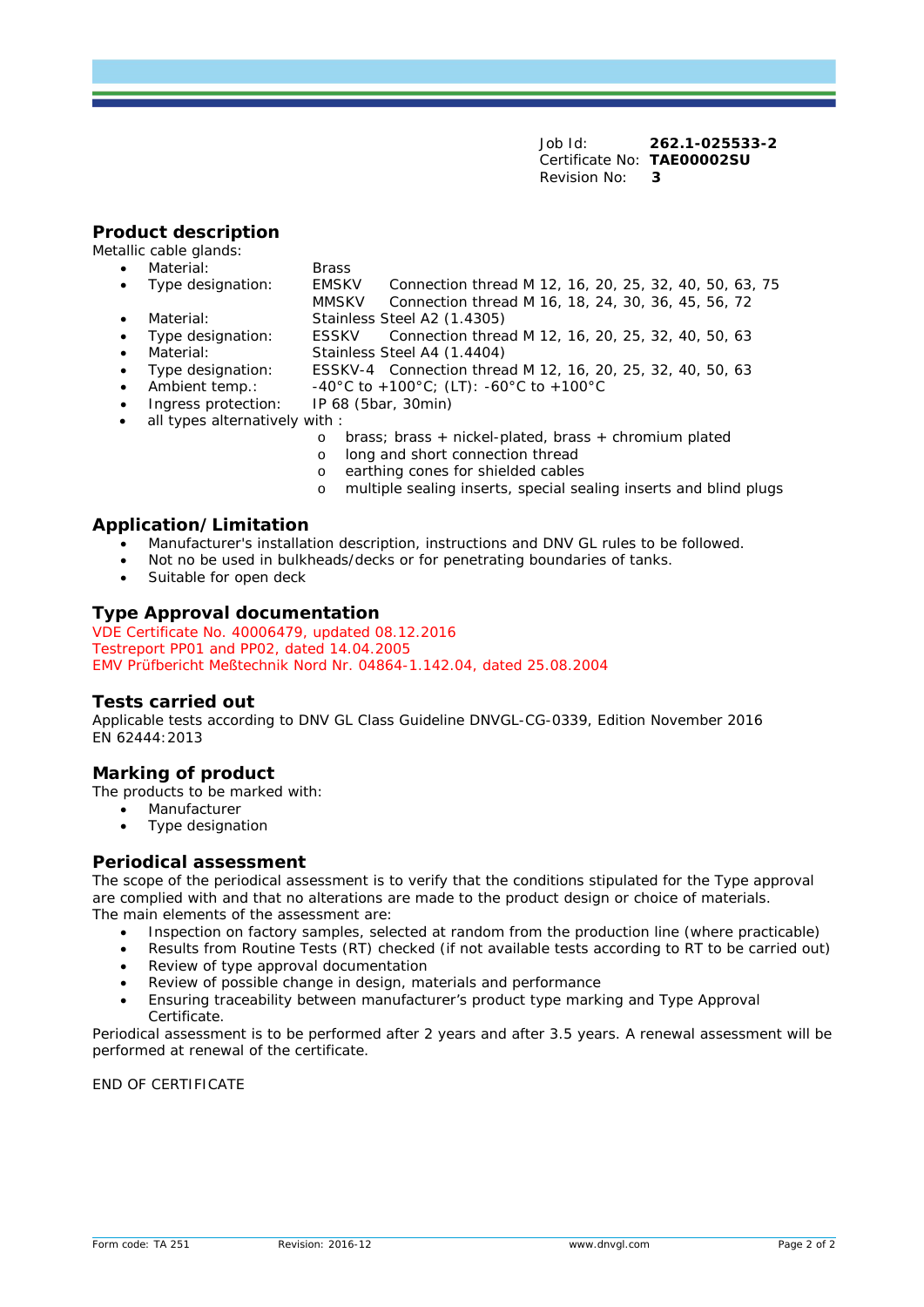Job Id: **262.1-025533-2**
Certificate No: **TAE00002SU**
Revision No: **3**

## Product description

Metallic cable glands:

- Material: Brass
- Type designation: EMSKV Connection thread M 12, 16, 20, 25, 32, 40, 50, 63, 75
  MMSKV Connection thread M 16, 18, 24, 30, 36, 45, 56, 72
- Material: Stainless Steel A2 (1.4305)
- Type designation: ESSKV Connection thread M 12, 16, 20, 25, 32, 40, 50, 63
- Material: Stainless Steel A4 (1.4404)
- Type designation: ESSKV-4 Connection thread M 12, 16, 20, 25, 32, 40, 50, 63
- Ambient temp.: -40°C to +100°C; (LT): -60°C to +100°C
- Ingress protection: IP 68 (5bar, 30min)
- all types alternatively with :
  - brass; brass + nickel-plated, brass + chromium plated
  - long and short connection thread
  - earthing cones for shielded cables
  - multiple sealing inserts, special sealing inserts and blind plugs

## Application/Limitation

- Manufacturer's installation description, instructions and DNV GL rules to be followed.
- Not no be used in bulkheads/decks or for penetrating boundaries of tanks.
- Suitable for open deck

## Type Approval documentation

VDE Certificate No. 40006479, updated 08.12.2016
Testreport PP01 and PP02, dated 14.04.2005
EMV Prüfbericht Meßtechnik Nord Nr. 04864-1.142.04, dated 25.08.2004

## Tests carried out

Applicable tests according to DNV GL Class Guideline DNVGL-CG-0339, Edition November 2016
EN 62444:2013

## Marking of product

The products to be marked with:

- Manufacturer
- Type designation

## Periodical assessment

The scope of the periodical assessment is to verify that the conditions stipulated for the Type approval are complied with and that no alterations are made to the product design or choice of materials.
The main elements of the assessment are:

- Inspection on factory samples, selected at random from the production line (where practicable)
- Results from Routine Tests (RT) checked (if not available tests according to RT to be carried out)
- Review of type approval documentation
- Review of possible change in design, materials and performance
- Ensuring traceability between manufacturer's product type marking and Type Approval Certificate.

Periodical assessment is to be performed after 2 years and after 3.5 years. A renewal assessment will be performed at renewal of the certificate.

END OF CERTIFICATE